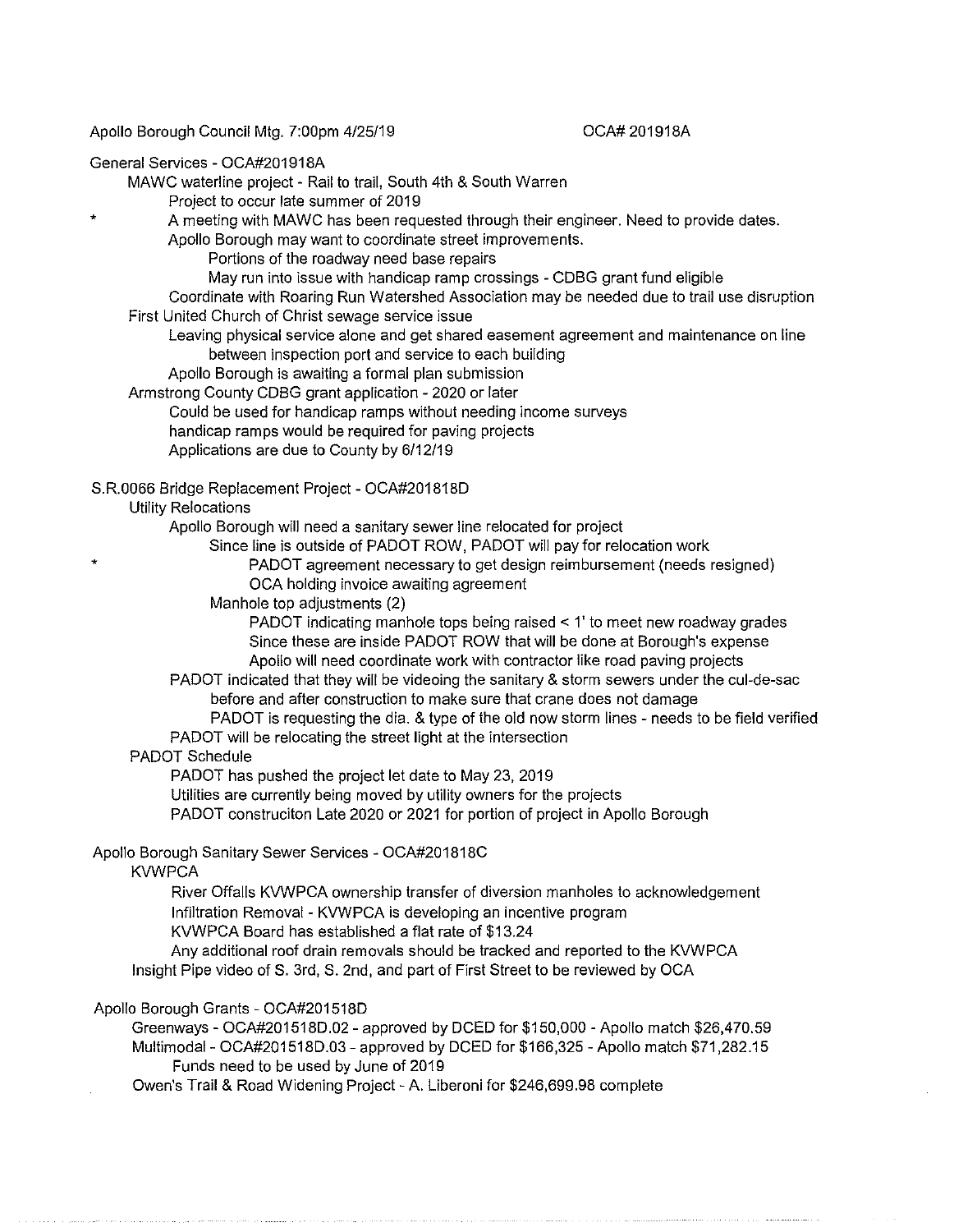Apollo Borough Council Mtg. 7:00pm 4/25/19 OCA# 201918A

General Services - OCA#201918A

- MAWC waterline project - Rail to trail, South 4th & South Warren
  - Project to occur late summer of 2019
  - \* A meeting with MAWC has been requested through their engineer. Need to provide dates.
  - Apollo Borough may want to coordinate street improvements.
    - Portions of the roadway need base repairs
    - May run into issue with handicap ramp crossings - CDBG grant fund eligible
  - Coordinate with Roaring Run Watershed Association may be needed due to trail use disruption
- First United Church of Christ sewage service issue
  - Leaving physical service alone and get shared easement agreement and maintenance on line between inspection port and service to each building
  - Apollo Borough is awaiting a formal plan submission
- Armstrong County CDBG grant application - 2020 or later
  - Could be used for handicap ramps without needing income surveys
  - handicap ramps would be required for paving projects
  - Applications are due to County by 6/12/19

S.R.0066 Bridge Replacement Project - OCA#201818D

- Utility Relocations
  - Apollo Borough will need a sanitary sewer line relocated for project
    - Since line is outside of PADOT ROW, PADOT will pay for relocation work
      - \* PADOT agreement necessary to get design reimbursement (needs resigned)
      - OCA holding invoice awaiting agreement
    - Manhole top adjustments (2)
      - PADOT indicating manhole tops being raised < 1' to meet new roadway grades
      - Since these are inside PADOT ROW that will be done at Borough's expense
      - Apollo will need coordinate work with contractor like road paving projects
  - PADOT indicated that they will be videoing the sanitary & storm sewers under the cul-de-sac before and after construction to make sure that crane does not damage
    - PADOT is requesting the dia. & type of the old now storm lines - needs to be field verified
  - PADOT will be relocating the street light at the intersection
- PADOT Schedule
  - PADOT has pushed the project let date to May 23, 2019
  - Utilities are currently being moved by utility owners for the projects
  - PADOT construciton Late 2020 or 2021 for portion of project in Apollo Borough

Apollo Borough Sanitary Sewer Services - OCA#201818C

- KVWPCA
  - River Offalls KVWPCA ownership transfer of diversion manholes to acknowledgement
  - Infiltration Removal - KVWPCA is developing an incentive program
  - KVWPCA Board has established a flat rate of $13.24
  - Any additional roof drain removals should be tracked and reported to the KVWPCA
- Insight Pipe video of S. 3rd, S. 2nd, and part of First Street to be reviewed by OCA

Apollo Borough Grants - OCA#201518D

- Greenways - OCA#201518D.02 - approved by DCED for $150,000 - Apollo match $26,470.59
- Multimodal - OCA#201518D.03 - approved by DCED for $166,325 - Apollo match $71,282.15
  - Funds need to be used by June of 2019
- Owen's Trail & Road Widening Project - A. Liberoni for $246,699.98 complete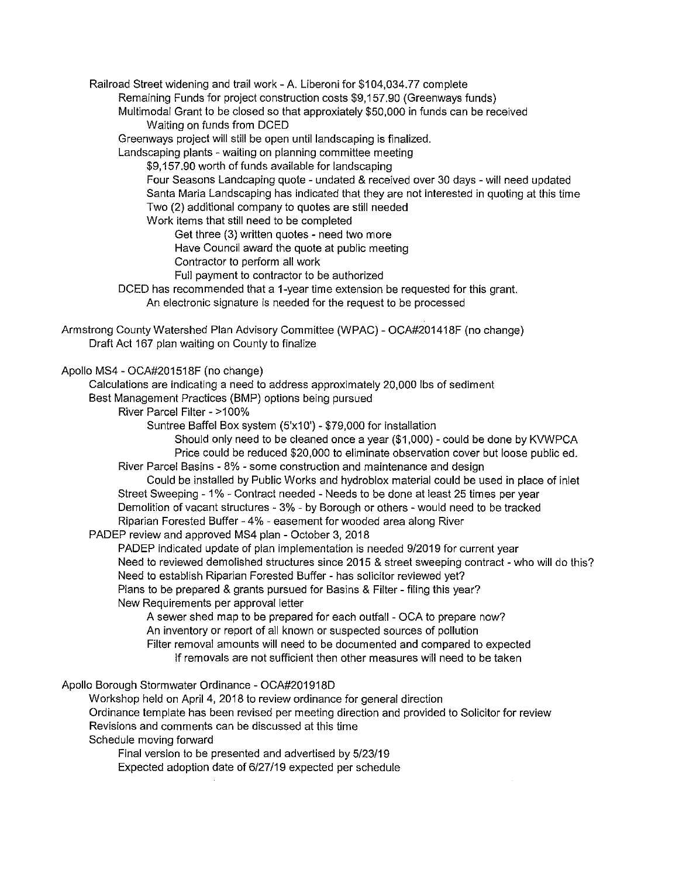- Railroad Street widening and trail work - A. Liberoni for $104,034.77 complete
  - Remaining Funds for project construction costs $9,157.90 (Greenways funds)
  - Multimodal Grant to be closed so that approxiately $50,000 in funds can be received
    - Waiting on funds from DCED
  - Greenways project will still be open until landscaping is finalized.
  - Landscaping plants - waiting on planning committee meeting
    - $9,157.90 worth of funds available for landscaping
    - Four Seasons Landcaping quote - undated & received over 30 days - will need updated
    - Santa Maria Landscaping has indicated that they are not interested in quoting at this time
    - Two (2) additional company to quotes are still needed
    - Work items that still need to be completed
      - Get three (3) written quotes - need two more
      - Have Council award the quote at public meeting
      - Contractor to perform all work
      - Full payment to contractor to be authorized
  - DCED has recommended that a 1-year time extension be requested for this grant.
    - An electronic signature is needed for the request to be processed

Armstrong County Watershed Plan Advisory Committee (WPAC) - OCA#201418F (no change)
- Draft Act 167 plan waiting on County to finalize

Apollo MS4 - OCA#201518F (no change)
- Calculations are indicating a need to address approximately 20,000 lbs of sediment
- Best Management Practices (BMP) options being pursued
  - River Parcel Filter - >100%
    - Suntree Baffel Box system (5'x10') - $79,000 for installation
      - Should only need to be cleaned once a year ($1,000) - could be done by KVWPCA
      - Price could be reduced $20,000 to eliminate observation cover but loose public ed.
  - River Parcel Basins - 8% - some construction and maintenance and design
    - Could be installed by Public Works and hydroblox material could be used in place of inlet
  - Street Sweeping - 1% - Contract needed - Needs to be done at least 25 times per year
  - Demolition of vacant structures - 3% - by Borough or others - would need to be tracked
  - Riparian Forested Buffer - 4% - easement for wooded area along River
- PADEP review and approved MS4 plan - October 3, 2018
  - PADEP indicated update of plan implementation is needed 9/2019 for current year
  - Need to reviewed demolished structures since 2015 & street sweeping contract - who will do this?
  - Need to establish Riparian Forested Buffer - has solicitor reviewed yet?
  - Plans to be prepared & grants pursued for Basins & Filter - filing this year?
  - New Requirements per approval letter
    - A sewer shed map to be prepared for each outfall - OCA to prepare now?
    - An inventory or report of all known or suspected sources of pollution
    - Filter removal amounts will need to be documented and compared to expected
      - If removals are not sufficient then other measures will need to be taken

Apollo Borough Stormwater Ordinance - OCA#201918D
- Workshop held on April 4, 2018 to review ordinance for general direction
- Ordinance template has been revised per meeting direction and provided to Solicitor for review
- Revisions and comments can be discussed at this time
- Schedule moving forward
  - Final version to be presented and advertised by 5/23/19
  - Expected adoption date of 6/27/19 expected per schedule